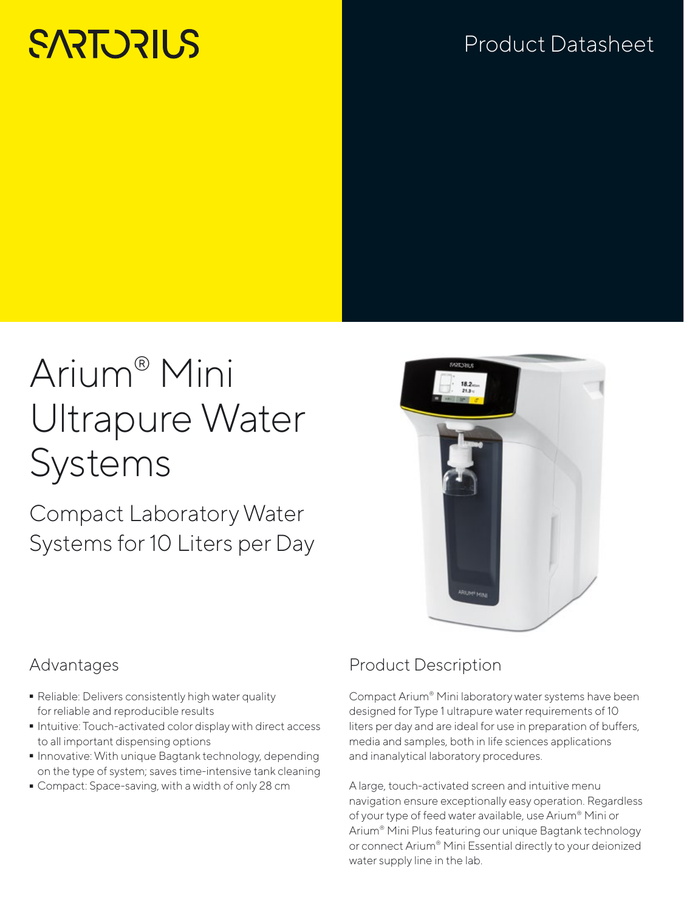SARTORIUS

Product Datasheet

# Arium® Mini Ultrapure Water Systems

## Compact Laboratory Water Systems for 10 Liters per Day

### Advantages

- Reliable: Delivers consistently high water quality for reliable and reproducible results
- Intuitive: Touch-activated color display with direct access to all important dispensing options
- Innovative: With unique Bagtank technology, depending on the type of system; saves time-intensive tank cleaning
- Compact: Space-saving, with a width of only 28 cm

### Product Description

Compact Arium® Mini laboratory water systems have been designed for Type 1 ultrapure water requirements of 10 liters per day and are ideal for use in preparation of buffers, media and samples, both in life sciences applications and inanalytical laboratory procedures.

A large, touch-activated screen and intuitive menu navigation ensure exceptionally easy operation. Regardless of your type of feed water available, use Arium® Mini or Arium® Mini Plus featuring our unique Bagtank technology or connect Arium® Mini Essential directly to your deionized water supply line in the lab.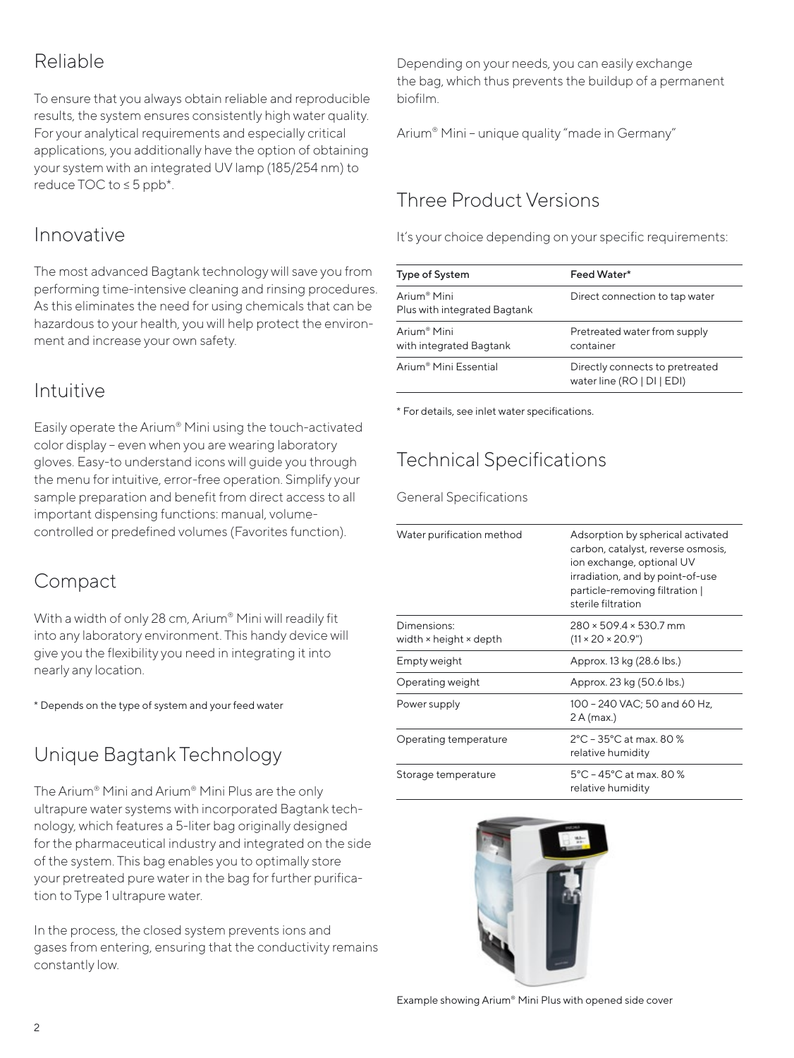## Reliable

To ensure that you always obtain reliable and reproducible results, the system ensures consistently high water quality. For your analytical requirements and especially critical applications, you additionally have the option of obtaining your system with an integrated UV lamp (185/254 nm) to reduce TOC to ≤ 5 ppb*.

## Innovative

The most advanced Bagtank technology will save you from performing time-intensive cleaning and rinsing procedures. As this eliminates the need for using chemicals that can be hazardous to your health, you will help protect the environment and increase your own safety.

## Intuitive

Easily operate the Arium® Mini using the touch-activated color display – even when you are wearing laboratory gloves. Easy-to understand icons will guide you through the menu for intuitive, error-free operation. Simplify your sample preparation and benefit from direct access to all important dispensing functions: manual, volume-controlled or predefined volumes (Favorites function).

## Compact

With a width of only 28 cm, Arium® Mini will readily fit into any laboratory environment. This handy device will give you the flexibility you need in integrating it into nearly any location.

* Depends on the type of system and your feed water

## Unique Bagtank Technology

The Arium® Mini and Arium® Mini Plus are the only ultrapure water systems with incorporated Bagtank technology, which features a 5-liter bag originally designed for the pharmaceutical industry and integrated on the side of the system. This bag enables you to optimally store your pretreated pure water in the bag for further purification to Type 1 ultrapure water.

In the process, the closed system prevents ions and gases from entering, ensuring that the conductivity remains constantly low.

Depending on your needs, you can easily exchange the bag, which thus prevents the buildup of a permanent biofilm.

Arium® Mini – unique quality "made in Germany"

## Three Product Versions

It's your choice depending on your specific requirements:

| Type of System | Feed Water* |
|---|---|
| Arium® Mini Plus with integrated Bagtank | Direct connection to tap water |
| Arium® Mini with integrated Bagtank | Pretreated water from supply container |
| Arium® Mini Essential | Directly connects to pretreated water line (RO \| DI \| EDI) |

* For details, see inlet water specifications.

## Technical Specifications

### General Specifications

| | |
|---|---|
| Water purification method | Adsorption by spherical activated carbon, catalyst, reverse osmosis, ion exchange, optional UV irradiation, and by point-of-use particle-removing filtration \| sterile filtration |
| Dimensions: width × height × depth | 280 × 509.4 × 530.7 mm (11 × 20 × 20.9") |
| Empty weight | Approx. 13 kg (28.6 lbs.) |
| Operating weight | Approx. 23 kg (50.6 lbs.) |
| Power supply | 100 – 240 VAC; 50 and 60 Hz, 2 A (max.) |
| Operating temperature | 2°C – 35°C at max. 80 % relative humidity |
| Storage temperature | 5°C – 45°C at max. 80 % relative humidity |

Example showing Arium® Mini Plus with opened side cover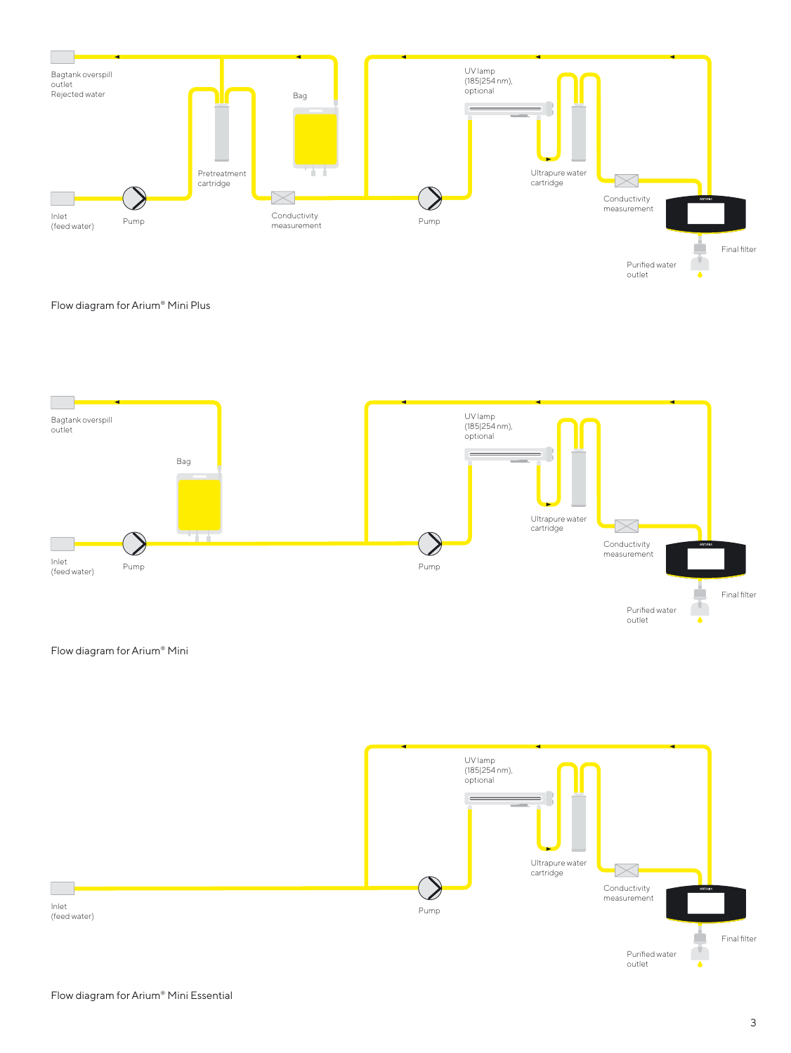Bagtank overspill outlet
Rejected water

Bag

Pretreatment cartridge

Inlet (feed water)

Pump

Conductivity measurement

Pump

UV lamp (185|254 nm), optional

Ultrapure water cartridge

Conductivity measurement

Final filter

Purified water outlet

Flow diagram for Arium® Mini Plus

Bagtank overspill outlet

Bag

Inlet (feed water)

Pump

Pump

UV lamp (185|254 nm), optional

Ultrapure water cartridge

Conductivity measurement

Final filter

Purified water outlet

Flow diagram for Arium® Mini

UV lamp (185|254 nm), optional

Ultrapure water cartridge

Inlet (feed water)

Pump

Conductivity measurement

Final filter

Purified water outlet

Flow diagram for Arium® Mini Essential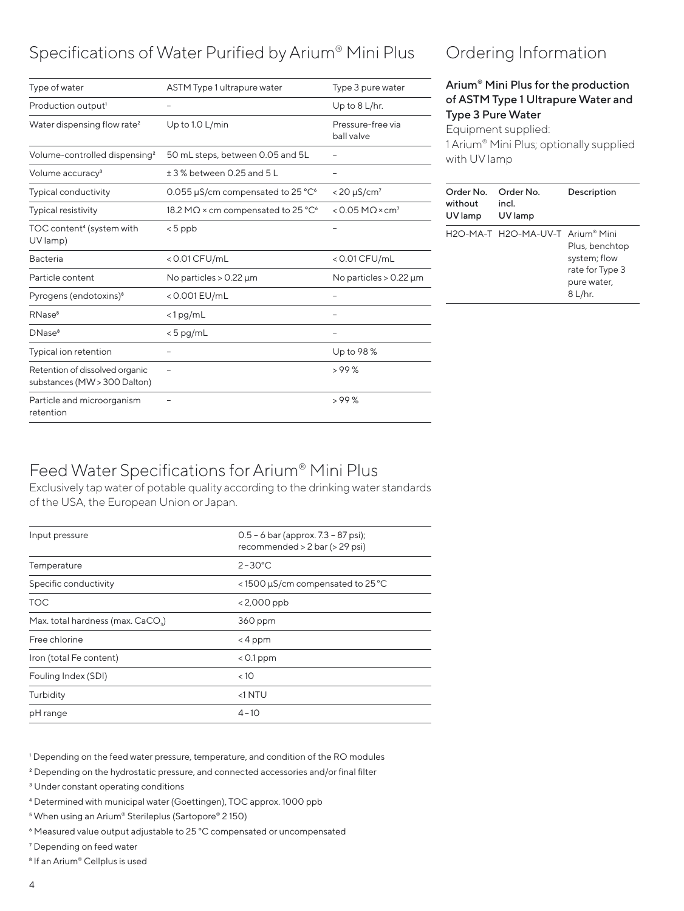## Specifications of Water Purified by Arium® Mini Plus

| Type of water | ASTM Type 1 ultrapure water | Type 3 pure water |
|---|---|---|
| Production output[1] | – | Up to 8 L/hr. |
| Water dispensing flow rate[2] | Up to 1.0 L/min | Pressure-free via ball valve |
| Volume-controlled dispensing[2] | 50 mL steps, between 0.05 and 5L | – |
| Volume accuracy[3] | ± 3 % between 0.25 and 5 L | – |
| Typical conductivity | 0.055 µS/cm compensated to 25 °C[6] | < 20 µS/cm[7] |
| Typical resistivity | 18.2 MΩ × cm compensated to 25 °C[6] | < 0.05 MΩ × cm[7] |
| TOC content[4] (system with UV lamp) | < 5 ppb | – |
| Bacteria | < 0.01 CFU/mL | < 0.01 CFU/mL |
| Particle content | No particles > 0.22 µm | No particles > 0.22 µm |
| Pyrogens (endotoxins)[8] | < 0.001 EU/mL | – |
| RNase[8] | < 1 pg/mL | – |
| DNase[8] | < 5 pg/mL | – |
| Typical ion retention | – | Up to 98 % |
| Retention of dissolved organic substances (MW > 300 Dalton) | – | > 99 % |
| Particle and microorganism retention | – | > 99 % |

## Ordering Information

### Arium® Mini Plus for the production of ASTM Type 1 Ultrapure Water and Type 3 Pure Water

Equipment supplied:
1 Arium® Mini Plus; optionally supplied with UV lamp

| Order No. without UV lamp | Order No. incl. UV lamp | Description |
|---|---|---|
| H2O-MA-T | H2O-MA-UV-T | Arium® Mini Plus, benchtop system; flow rate for Type 3 pure water, 8 L/hr. |

## Feed Water Specifications for Arium® Mini Plus

Exclusively tap water of potable quality according to the drinking water standards of the USA, the European Union or Japan.

| Input pressure | 0.5 – 6 bar (approx. 7.3 – 87 psi); recommended > 2 bar (> 29 psi) |
|---|---|
| Temperature | 2 – 30°C |
| Specific conductivity | < 1500 µS/cm compensated to 25 °C |
| TOC | < 2,000 ppb |
| Max. total hardness (max. $CaCO_3$) | 360 ppm |
| Free chlorine | < 4 ppm |
| Iron (total Fe content) | < 0.1 ppm |
| Fouling Index (SDI) | < 10 |
| Turbidity | <1 NTU |
| pH range | 4 – 10 |

[1] Depending on the feed water pressure, temperature, and condition of the RO modules

[2] Depending on the hydrostatic pressure, and connected accessories and/or final filter

[3] Under constant operating conditions

[4] Determined with municipal water (Goettingen), TOC approx. 1000 ppb

[5] When using an Arium® Sterileplus (Sartopore® 2 150)

[6] Measured value output adjustable to 25 °C compensated or uncompensated

[7] Depending on feed water

[8] If an Arium® Cellplus is used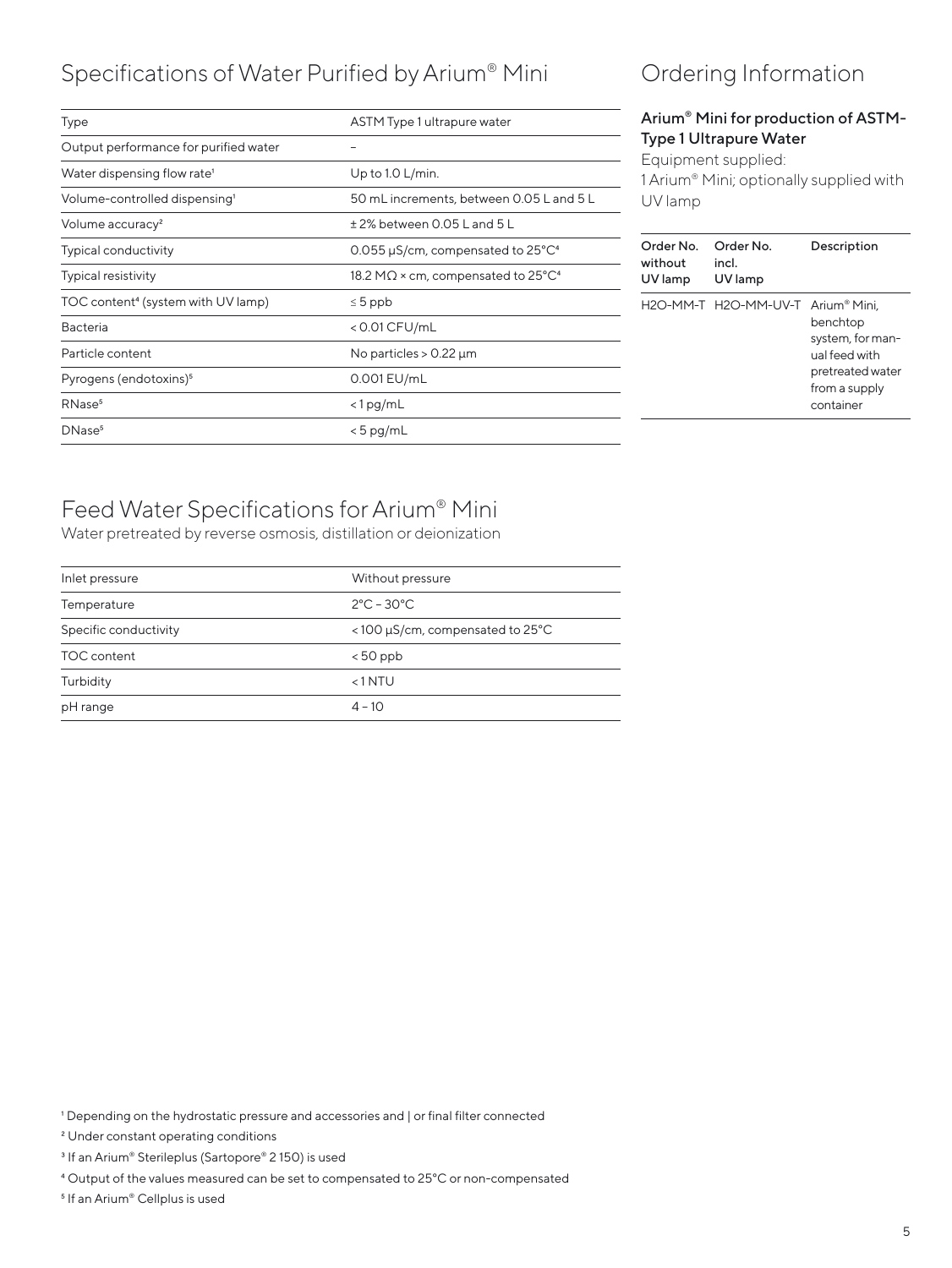## Specifications of Water Purified by Arium® Mini

| Type | ASTM Type 1 ultrapure water |
|---|---|
| Output performance for purified water | – |
| Water dispensing flow rate[1] | Up to 1.0 L/min. |
| Volume-controlled dispensing[1] | 50 mL increments, between 0.05 L and 5 L |
| Volume accuracy[2] | ± 2% between 0.05 L and 5 L |
| Typical conductivity | 0.055 µS/cm, compensated to 25°C[4] |
| Typical resistivity | 18.2 MΩ × cm, compensated to 25°C[4] |
| TOC content[4] (system with UV lamp) | ≤ 5 ppb |
| Bacteria | < 0.01 CFU/mL |
| Particle content | No particles > 0.22 µm |
| Pyrogens (endotoxins)[5] | 0.001 EU/mL |
| RNase[5] | < 1 pg/mL |
| DNase[5] | < 5 pg/mL |

## Ordering Information

### Arium® Mini for production of ASTM-Type 1 Ultrapure Water

Equipment supplied:
1 Arium® Mini; optionally supplied with UV lamp

| Order No. without UV lamp | Order No. incl. UV lamp | Description |
|---|---|---|
| H2O-MM-T | H2O-MM-UV-T | Arium® Mini, benchtop system, for manual feed with pretreated water from a supply container |

## Feed Water Specifications for Arium® Mini

Water pretreated by reverse osmosis, distillation or deionization

| Inlet pressure | Without pressure |
|---|---|
| Temperature | 2°C – 30°C |
| Specific conductivity | < 100 µS/cm, compensated to 25°C |
| TOC content | < 50 ppb |
| Turbidity | < 1 NTU |
| pH range | 4 – 10 |

[1] Depending on the hydrostatic pressure and accessories and | or final filter connected

[2] Under constant operating conditions

[3] If an Arium® Sterileplus (Sartopore® 2 150) is used

[4] Output of the values measured can be set to compensated to 25°C or non-compensated

[5] If an Arium® Cellplus is used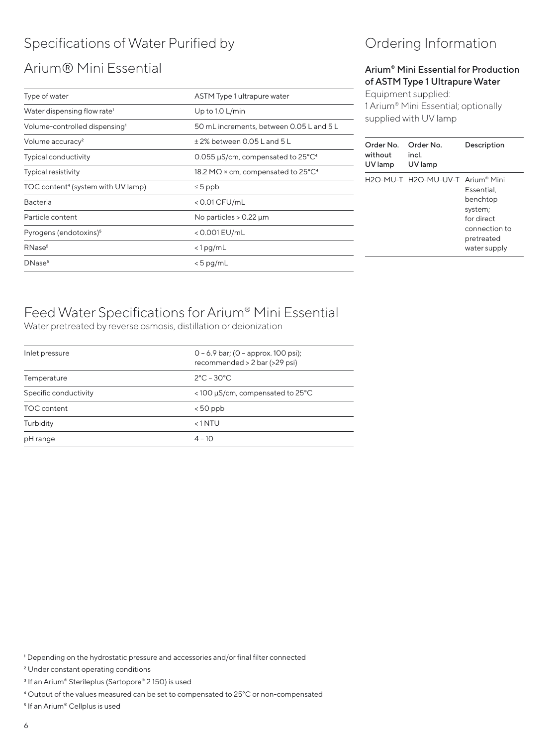# Specifications of Water Purified by Arium® Mini Essential

| | |
|---|---|
| Type of water | ASTM Type 1 ultrapure water |
| Water dispensing flow rate[1] | Up to 1.0 L/min |
| Volume-controlled dispensing[1] | 50 mL increments, between 0.05 L and 5 L |
| Volume accuracy[2] | ± 2% between 0.05 L and 5 L |
| Typical conductivity | 0.055 µS/cm, compensated to 25°C[4] |
| Typical resistivity | 18.2 MΩ × cm, compensated to 25°C[4] |
| TOC content[4] (system with UV lamp) | ≤ 5 ppb |
| Bacteria | < 0.01 CFU/mL |
| Particle content | No particles > 0.22 µm |
| Pyrogens (endotoxins)[5] | < 0.001 EU/mL |
| RNase[5] | < 1 pg/mL |
| DNase[5] | < 5 pg/mL |

# Feed Water Specifications for Arium® Mini Essential

Water pretreated by reverse osmosis, distillation or deionization

| | |
|---|---|
| Inlet pressure | 0 – 6.9 bar; (0 – approx. 100 psi); recommended > 2 bar (>29 psi) |
| Temperature | 2°C – 30°C |
| Specific conductivity | < 100 µS/cm, compensated to 25°C |
| TOC content | < 50 ppb |
| Turbidity | < 1 NTU |
| pH range | 4 – 10 |

# Ordering Information

### Arium® Mini Essential for Production of ASTM Type 1 Ultrapure Water

Equipment supplied:
1 Arium® Mini Essential; optionally supplied with UV lamp

| Order No. without UV lamp | Order No. incl. UV lamp | Description |
|---|---|---|
| H2O-MU-T | H2O-MU-UV-T | Arium® Mini Essential, benchtop system; for direct connection to pretreated water supply |

[1] Depending on the hydrostatic pressure and accessories and/or final filter connected

[2] Under constant operating conditions

[3] If an Arium® Sterileplus (Sartopore® 2 150) is used

[4] Output of the values measured can be set to compensated to 25°C or non-compensated

[5] If an Arium® Cellplus is used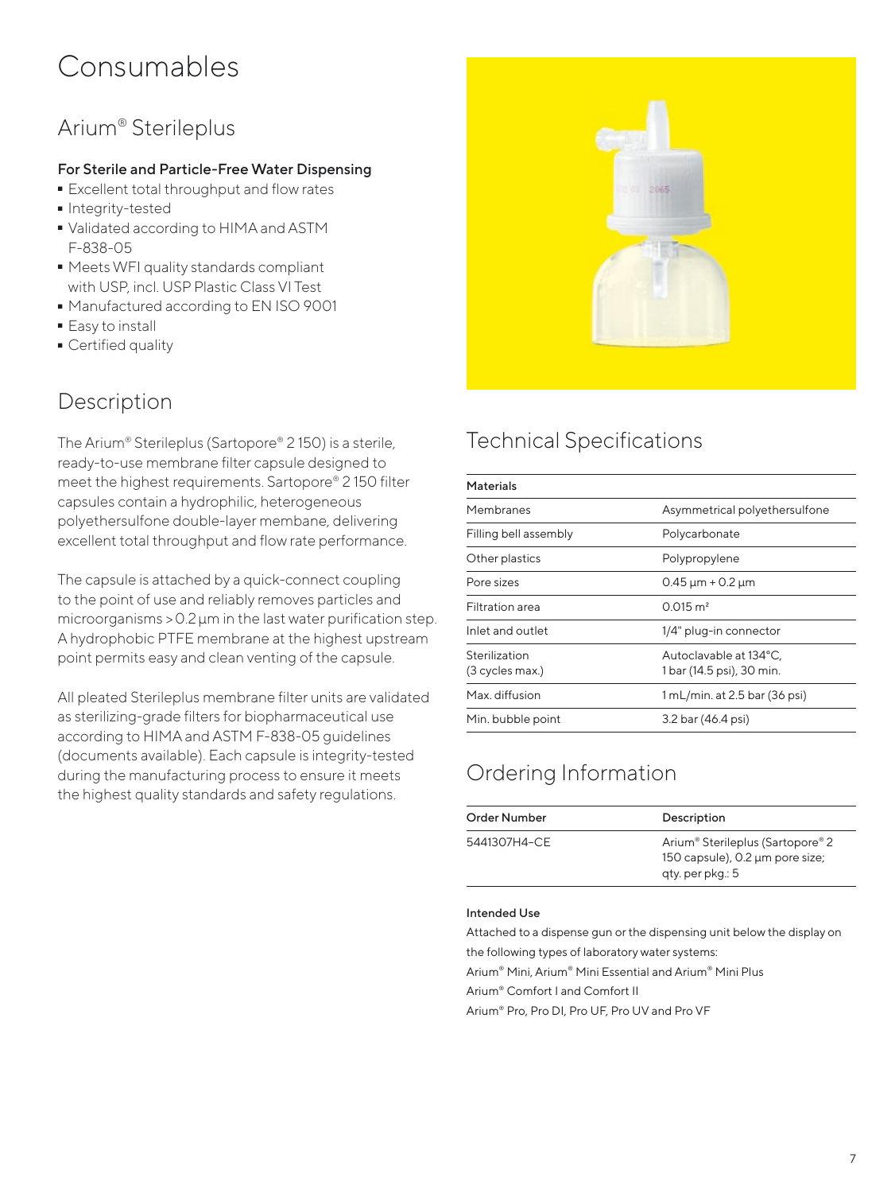# Consumables

## Arium® Sterileplus

### For Sterile and Particle-Free Water Dispensing

- Excellent total throughput and flow rates
- Integrity-tested
- Validated according to HIMA and ASTM F-838-05
- Meets WFI quality standards compliant with USP, incl. USP Plastic Class VI Test
- Manufactured according to EN ISO 9001
- Easy to install
- Certified quality

## Description

The Arium® Sterileplus (Sartopore® 2 150) is a sterile, ready-to-use membrane filter capsule designed to meet the highest requirements. Sartopore® 2 150 filter capsules contain a hydrophilic, heterogeneous polyethersulfone double-layer membane, delivering excellent total throughput and flow rate performance.

The capsule is attached by a quick-connect coupling to the point of use and reliably removes particles and microorganisms > 0.2 µm in the last water purification step. A hydrophobic PTFE membrane at the highest upstream point permits easy and clean venting of the capsule.

All pleated Sterileplus membrane filter units are validated as sterilizing-grade filters for biopharmaceutical use according to HIMA and ASTM F-838-05 guidelines (documents available). Each capsule is integrity-tested during the manufacturing process to ensure it meets the highest quality standards and safety regulations.

## Technical Specifications

| Materials | |
|---|---|
| Membranes | Asymmetrical polyethersulfone |
| Filling bell assembly | Polycarbonate |
| Other plastics | Polypropylene |
| Pore sizes | 0.45 µm + 0.2 µm |
| Filtration area | 0.015 m² |
| Inlet and outlet | 1/4" plug-in connector |
| Sterilization (3 cycles max.) | Autoclavable at 134°C, 1 bar (14.5 psi), 30 min. |
| Max. diffusion | 1 mL/min. at 2.5 bar (36 psi) |
| Min. bubble point | 3.2 bar (46.4 psi) |

## Ordering Information

| Order Number | Description |
|---|---|
| 5441307H4-CE | Arium® Sterileplus (Sartopore® 2 150 capsule), 0.2 µm pore size; qty. per pkg.: 5 |

**Intended Use**

Attached to a dispense gun or the dispensing unit below the display on the following types of laboratory water systems:
Arium® Mini, Arium® Mini Essential and Arium® Mini Plus
Arium® Comfort I and Comfort II
Arium® Pro, Pro DI, Pro UF, Pro UV and Pro VF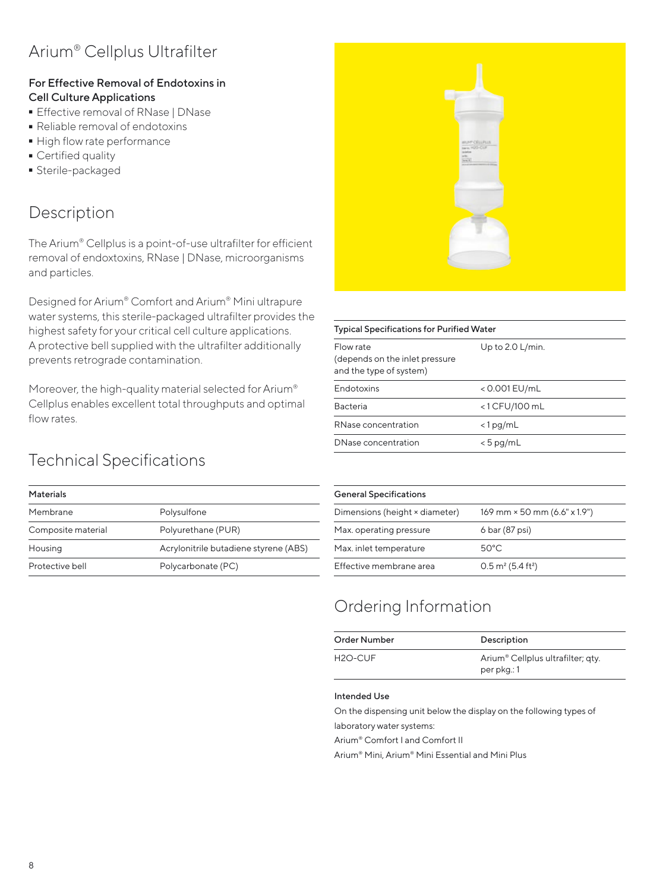# Arium® Cellplus Ultrafilter

**For Effective Removal of Endotoxins in Cell Culture Applications**

- Effective removal of RNase | DNase
- Reliable removal of endotoxins
- High flow rate performance
- Certified quality
- Sterile-packaged

## Description

The Arium® Cellplus is a point-of-use ultrafilter for efficient removal of endoxtoxins, RNase | DNase, microorganisms and particles.

Designed for Arium® Comfort and Arium® Mini ultrapure water systems, this sterile-packaged ultrafilter provides the highest safety for your critical cell culture applications. A protective bell supplied with the ultrafilter additionally prevents retrograde contamination.

Moreover, the high-quality material selected for Arium® Cellplus enables excellent total throughputs and optimal flow rates.

| Typical Specifications for Purified Water | |
|---|---|
| Flow rate (depends on the inlet pressure and the type of system) | Up to 2.0 L/min. |
| Endotoxins | < 0.001 EU/mL |
| Bacteria | < 1 CFU/100 mL |
| RNase concentration | < 1 pg/mL |
| DNase concentration | < 5 pg/mL |

## Technical Specifications

| Materials | |
|---|---|
| Membrane | Polysulfone |
| Composite material | Polyurethane (PUR) |
| Housing | Acrylonitrile butadiene styrene (ABS) |
| Protective bell | Polycarbonate (PC) |

| General Specifications | |
|---|---|
| Dimensions (height × diameter) | 169 mm × 50 mm (6.6" x 1.9") |
| Max. operating pressure | 6 bar (87 psi) |
| Max. inlet temperature | 50°C |
| Effective membrane area | 0.5 m² (5.4 ft²) |

## Ordering Information

| Order Number | Description |
|---|---|
| H2O-CUF | Arium® Cellplus ultrafilter; qty. per pkg.: 1 |

**Intended Use**

On the dispensing unit below the display on the following types of laboratory water systems:

Arium® Comfort I and Comfort II

Arium® Mini, Arium® Mini Essential and Mini Plus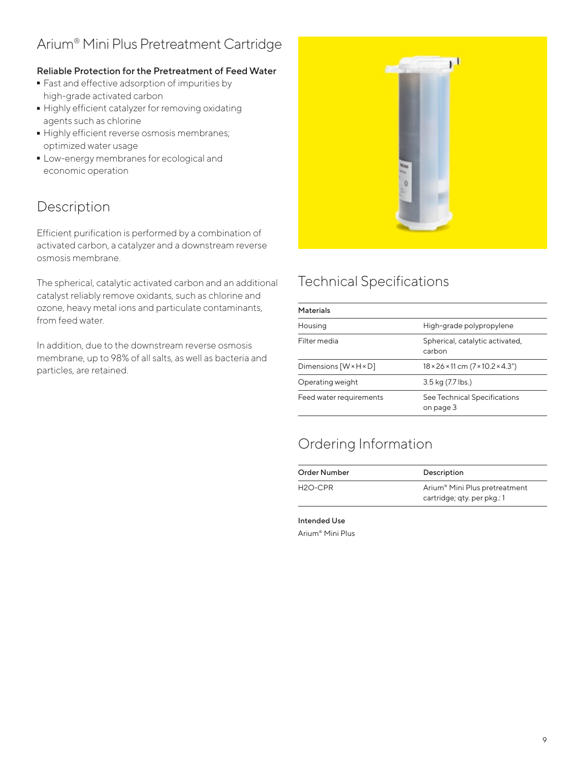# Arium® Mini Plus Pretreatment Cartridge

**Reliable Protection for the Pretreatment of Feed Water**

- Fast and effective adsorption of impurities by high-grade activated carbon
- Highly efficient catalyzer for removing oxidating agents such as chlorine
- Highly efficient reverse osmosis membranes; optimized water usage
- Low-energy membranes for ecological and economic operation

## Description

Efficient purification is performed by a combination of activated carbon, a catalyzer and a downstream reverse osmosis membrane.

The spherical, catalytic activated carbon and an additional catalyst reliably remove oxidants, such as chlorine and ozone, heavy metal ions and particulate contaminants, from feed water.

In addition, due to the downstream reverse osmosis membrane, up to 98% of all salts, as well as bacteria and particles, are retained.

## Technical Specifications

| **Materials** | |
|---|---|
| Housing | High-grade polypropylene |
| Filter media | Spherical, catalytic activated, carbon |
| Dimensions [W × H × D] | 18 × 26 × 11 cm (7 × 10.2 × 4.3") |
| Operating weight | 3.5 kg (7.7 lbs.) |
| Feed water requirements | See Technical Specifications on page 3 |

## Ordering Information

| Order Number | Description |
|---|---|
| H2O-CPR | Arium® Mini Plus pretreatment cartridge; qty. per pkg.: 1 |

**Intended Use**

Arium® Mini Plus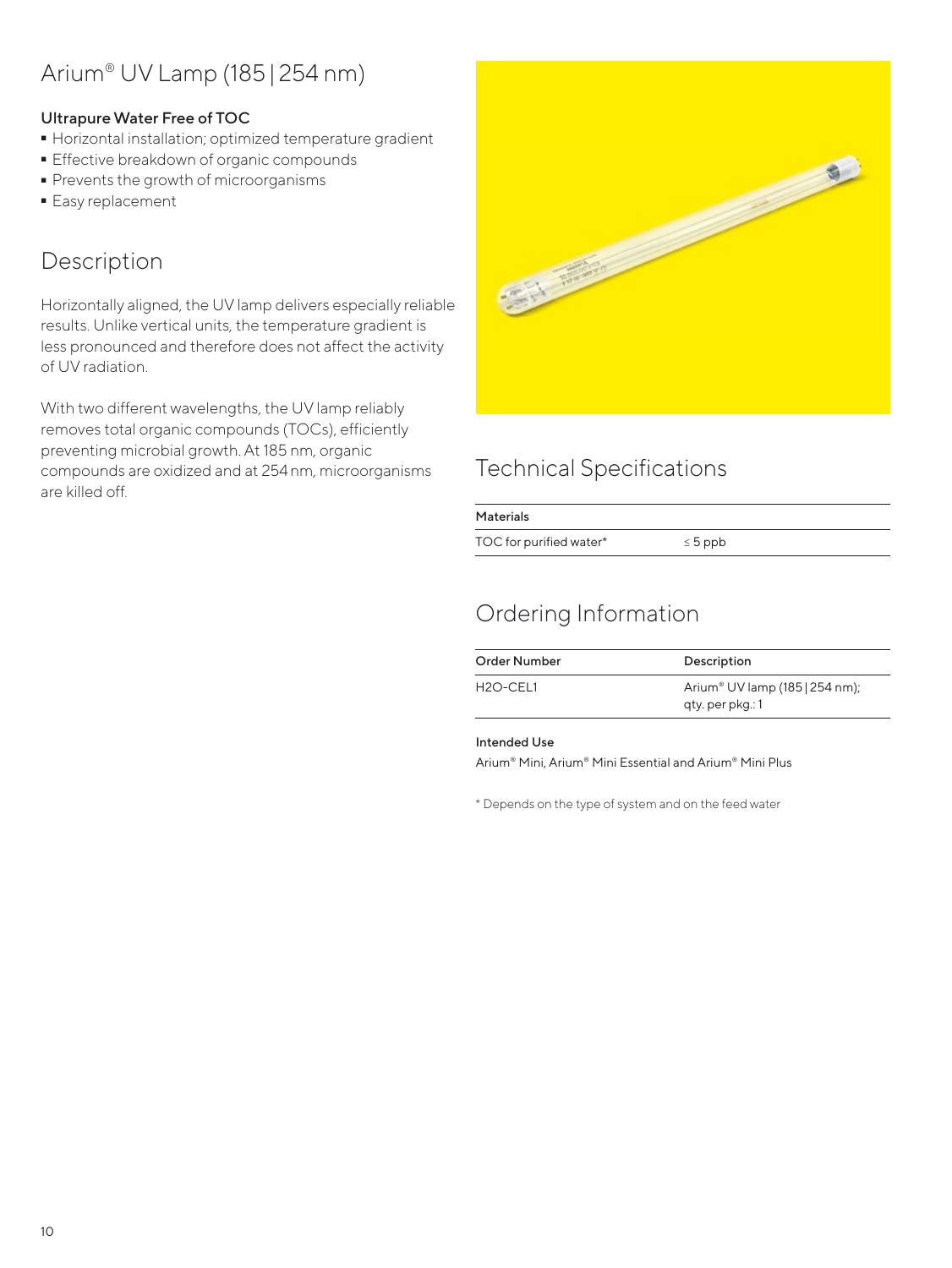# Arium® UV Lamp (185 | 254 nm)

**Ultrapure Water Free of TOC**

- Horizontal installation; optimized temperature gradient
- Effective breakdown of organic compounds
- Prevents the growth of microorganisms
- Easy replacement

## Description

Horizontally aligned, the UV lamp delivers especially reliable results. Unlike vertical units, the temperature gradient is less pronounced and therefore does not affect the activity of UV radiation.

With two different wavelengths, the UV lamp reliably removes total organic compounds (TOCs), efficiently preventing microbial growth. At 185 nm, organic compounds are oxidized and at 254 nm, microorganisms are killed off.

## Technical Specifications

| Materials | |
|---|---|
| TOC for purified water* | ≤ 5 ppb |

## Ordering Information

| Order Number | Description |
|---|---|
| H2O-CEL1 | Arium® UV lamp (185 \| 254 nm); qty. per pkg.: 1 |

**Intended Use**

Arium® Mini, Arium® Mini Essential and Arium® Mini Plus

* Depends on the type of system and on the feed water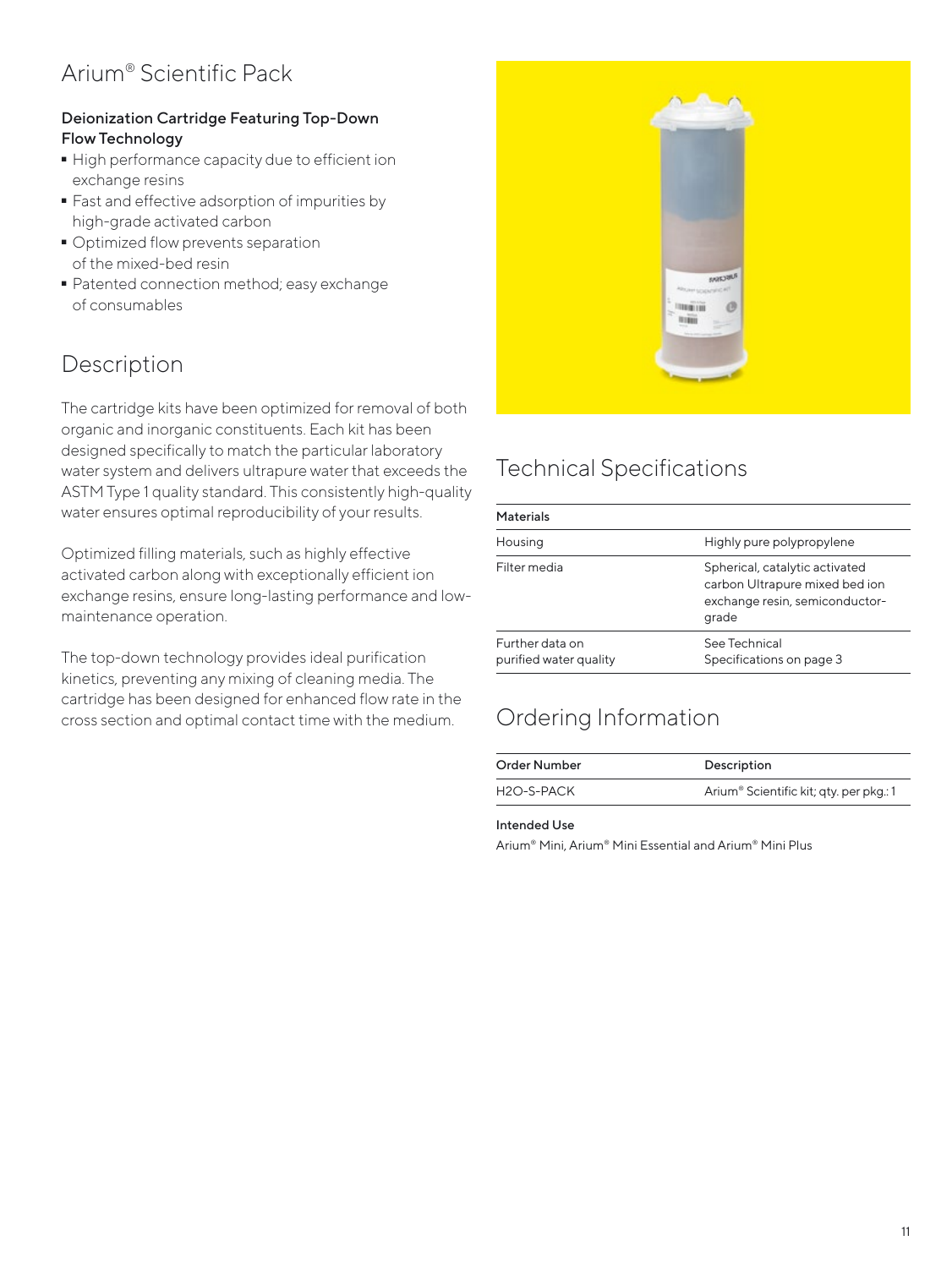# Arium® Scientific Pack

**Deionization Cartridge Featuring Top-Down Flow Technology**

- High performance capacity due to efficient ion exchange resins
- Fast and effective adsorption of impurities by high-grade activated carbon
- Optimized flow prevents separation of the mixed-bed resin
- Patented connection method; easy exchange of consumables

## Description

The cartridge kits have been optimized for removal of both organic and inorganic constituents. Each kit has been designed specifically to match the particular laboratory water system and delivers ultrapure water that exceeds the ASTM Type 1 quality standard. This consistently high-quality water ensures optimal reproducibility of your results.

Optimized filling materials, such as highly effective activated carbon along with exceptionally efficient ion exchange resins, ensure long-lasting performance and low-maintenance operation.

The top-down technology provides ideal purification kinetics, preventing any mixing of cleaning media. The cartridge has been designed for enhanced flow rate in the cross section and optimal contact time with the medium.

## Technical Specifications

| Materials | |
|---|---|
| Housing | Highly pure polypropylene |
| Filter media | Spherical, catalytic activated carbon Ultrapure mixed bed ion exchange resin, semiconductor-grade |
| Further data on purified water quality | See Technical Specifications on page 3 |

## Ordering Information

| Order Number | Description |
|---|---|
| H2O-S-PACK | Arium® Scientific kit; qty. per pkg.: 1 |

**Intended Use**

Arium® Mini, Arium® Mini Essential and Arium® Mini Plus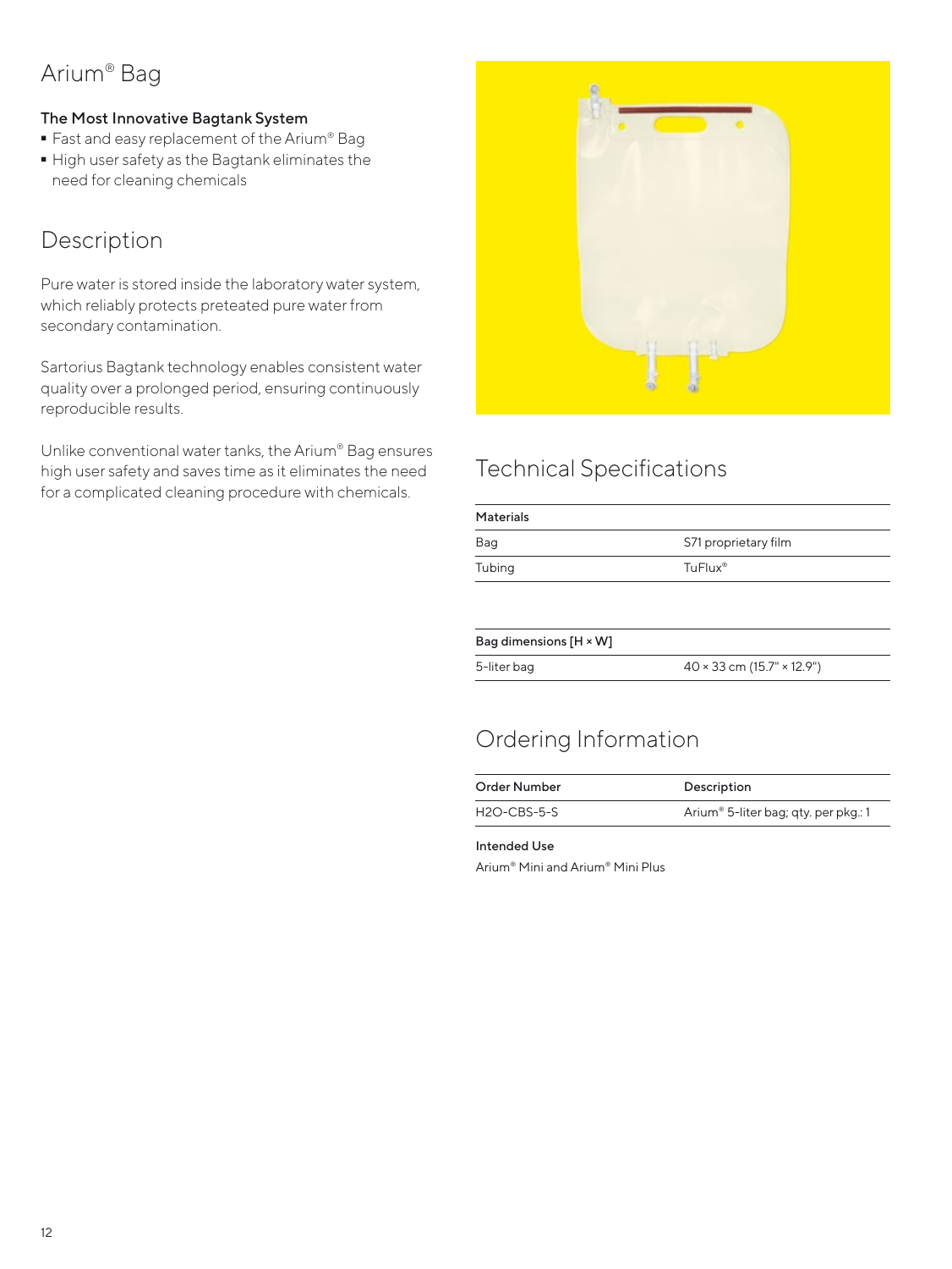# Arium® Bag

**The Most Innovative Bagtank System**

- Fast and easy replacement of the Arium® Bag
- High user safety as the Bagtank eliminates the need for cleaning chemicals

## Description

Pure water is stored inside the laboratory water system, which reliably protects preteated pure water from secondary contamination.

Sartorius Bagtank technology enables consistent water quality over a prolonged period, ensuring continuously reproducible results.

Unlike conventional water tanks, the Arium® Bag ensures high user safety and saves time as it eliminates the need for a complicated cleaning procedure with chemicals.

## Technical Specifications

| Materials | |
|---|---|
| Bag | S71 proprietary film |
| Tubing | TuFlux® |

| Bag dimensions [H × W] | |
|---|---|
| 5-liter bag | 40 × 33 cm (15.7" × 12.9") |

## Ordering Information

| Order Number | Description |
|---|---|
| H2O-CBS-5-S | Arium® 5-liter bag; qty. per pkg.: 1 |

**Intended Use**

Arium® Mini and Arium® Mini Plus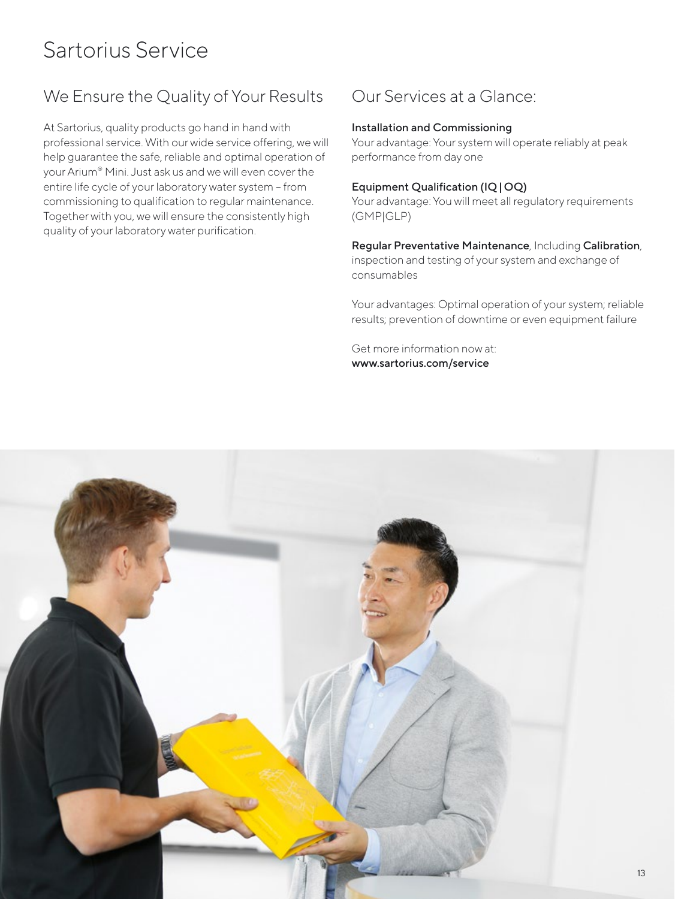# Sartorius Service

## We Ensure the Quality of Your Results

At Sartorius, quality products go hand in hand with professional service. With our wide service offering, we will help guarantee the safe, reliable and optimal operation of your Arium® Mini. Just ask us and we will even cover the entire life cycle of your laboratory water system – from commissioning to qualification to regular maintenance. Together with you, we will ensure the consistently high quality of your laboratory water purification.

## Our Services at a Glance:

**Installation and Commissioning**
Your advantage: Your system will operate reliably at peak performance from day one

**Equipment Qualification (IQ | OQ)**
Your advantage: You will meet all regulatory requirements (GMP|GLP)

**Regular Preventative Maintenance**, Including **Calibration**, inspection and testing of your system and exchange of consumables

Your advantages: Optimal operation of your system; reliable results; prevention of downtime or even equipment failure

Get more information now at:
**www.sartorius.com/service**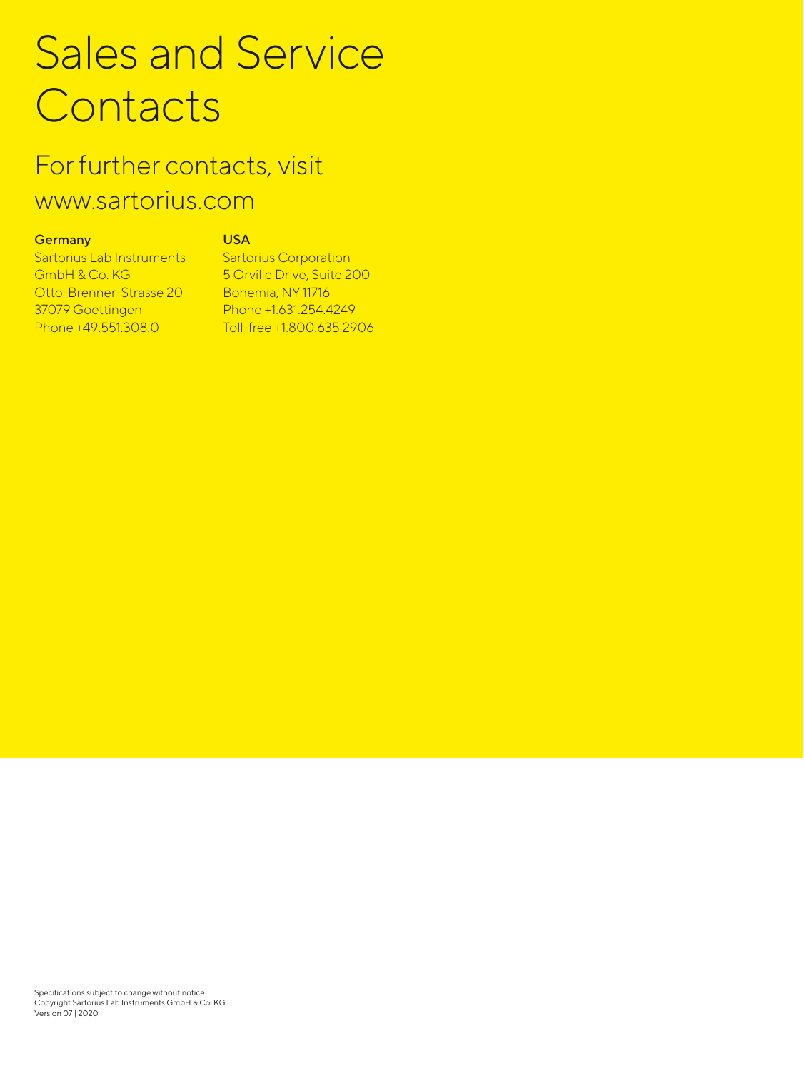# Sales and Service Contacts

## For further contacts, visit www.sartorius.com

**Germany**
Sartorius Lab Instruments GmbH & Co. KG
Otto-Brenner-Strasse 20
37079 Goettingen
Phone +49.551.308.0

**USA**
Sartorius Corporation
5 Orville Drive, Suite 200
Bohemia, NY 11716
Phone +1.631.254.4249
Toll-free +1.800.635.2906

Specifications subject to change without notice.
Copyright Sartorius Lab Instruments GmbH & Co. KG.
Version 07 | 2020